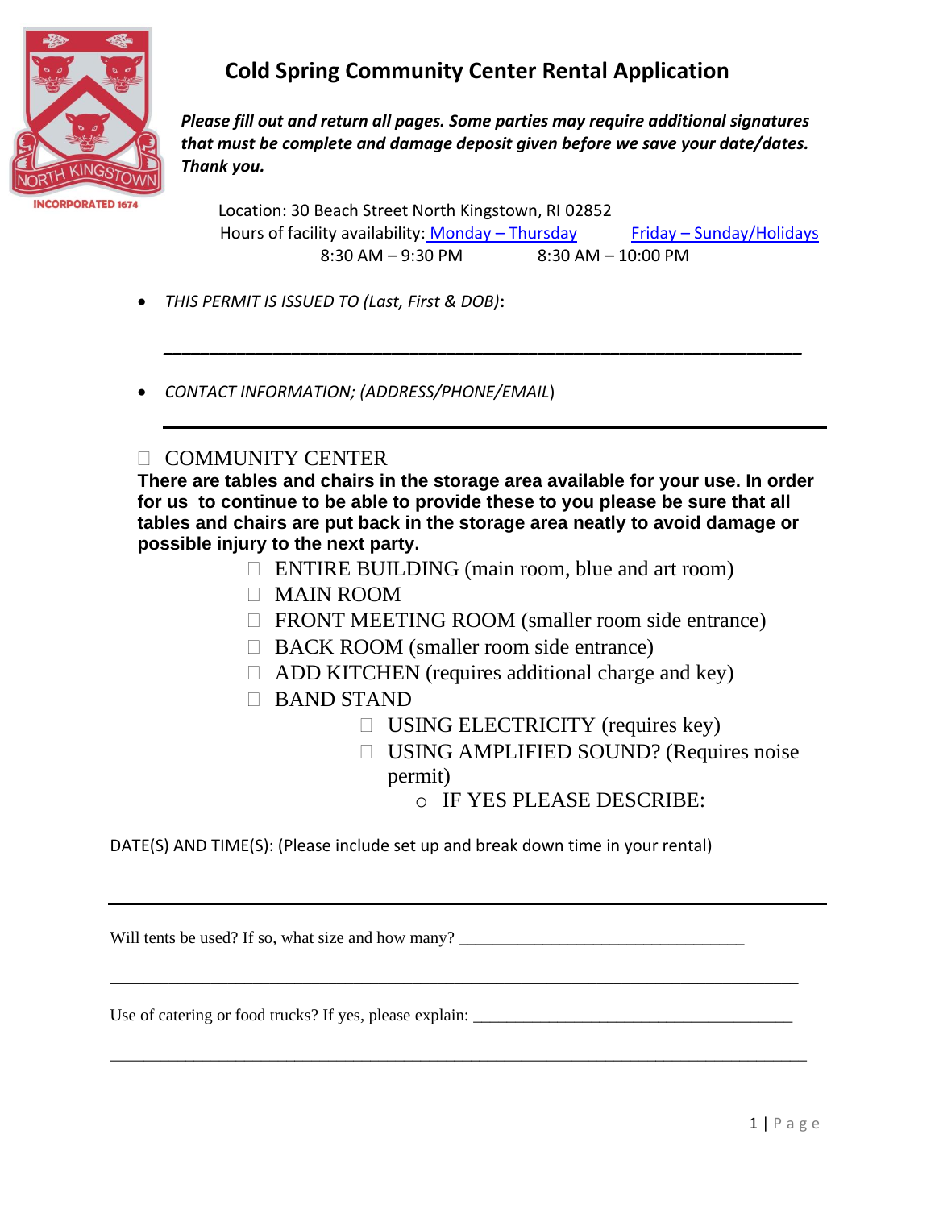# Cold Spring Community Center Rental Application

***Please fill out and return all pages. Some parties may require additional signatures that must be complete and damage deposit given before we save your date/dates. Thank you.***

Location: 30 Beach Street North Kingstown, RI 02852

Hours of facility availability: Monday – Thursday 8:30 AM – 9:30 PM; Friday – Sunday/Holidays 8:30 AM – 10:00 PM

- *THIS PERMIT IS ISSUED TO (Last, First & DOB)*:

  ______________________________________________________________________

- *CONTACT INFORMATION; (ADDRESS/PHONE/EMAIL*)

  ______________________________________________________________________

☐ COMMUNITY CENTER

**There are tables and chairs in the storage area available for your use. In order for us to continue to be able to provide these to you please be sure that all tables and chairs are put back in the storage area neatly to avoid damage or possible injury to the next party.**

- ☐ ENTIRE BUILDING (main room, blue and art room)
- ☐ MAIN ROOM
- ☐ FRONT MEETING ROOM (smaller room side entrance)
- ☐ BACK ROOM (smaller room side entrance)
- ☐ ADD KITCHEN (requires additional charge and key)
- ☐ BAND STAND
  - ☐ USING ELECTRICITY (requires key)
  - ☐ USING AMPLIFIED SOUND? (Requires noise permit)
    - IF YES PLEASE DESCRIBE:

DATE(S) AND TIME(S): (Please include set up and break down time in your rental)

______________________________________________________________________

Will tents be used? If so, what size and how many? ________________________________

______________________________________________________________________

Use of catering or food trucks? If yes, please explain: ________________________________

______________________________________________________________________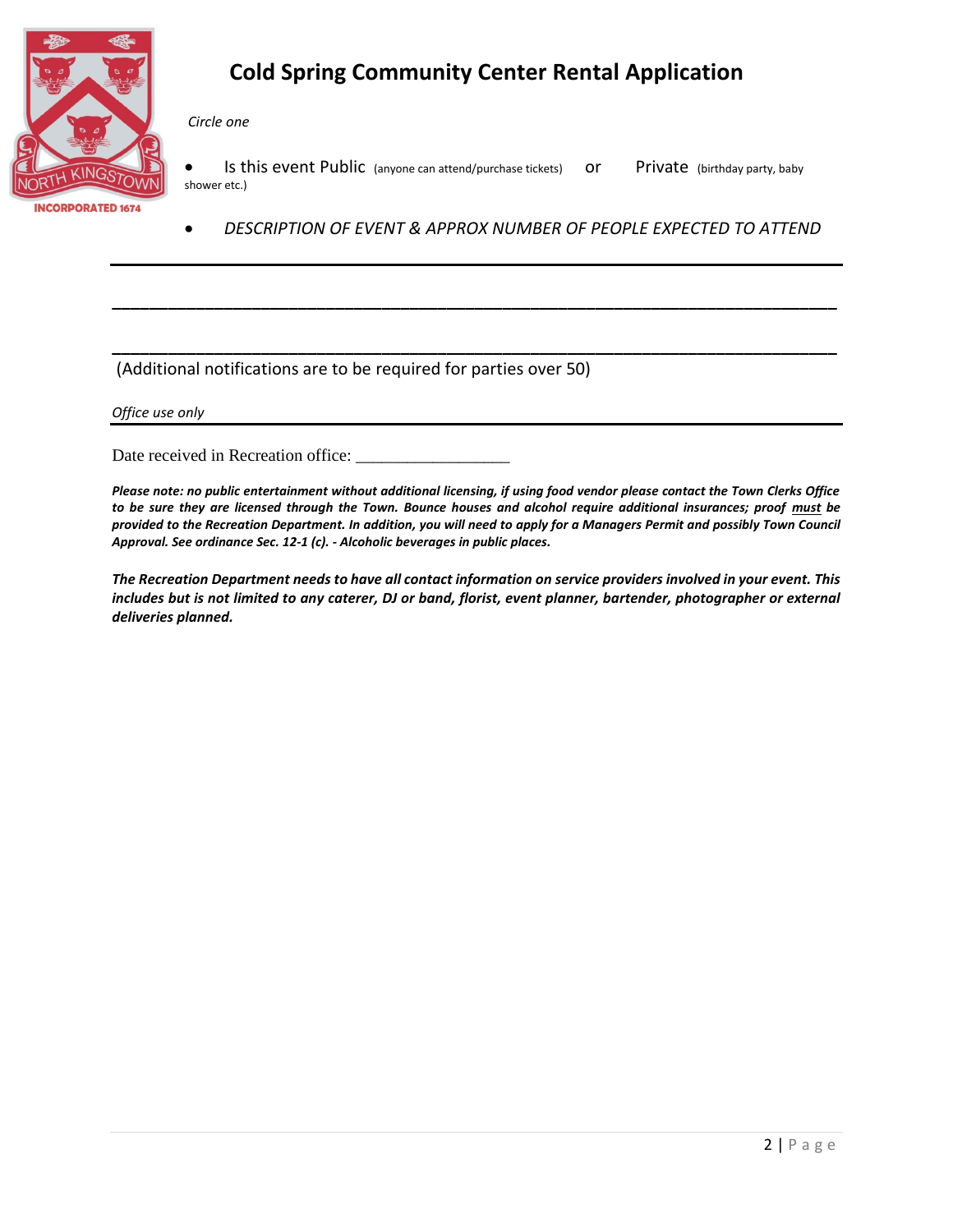# Cold Spring Community Center Rental Application

*Circle one*

- Is this event Public (anyone can attend/purchase tickets) or Private (birthday party, baby shower etc.)

- *DESCRIPTION OF EVENT & APPROX NUMBER OF PEOPLE EXPECTED TO ATTEND*

---

_______________________________________________________________________________

_______________________________________________________________________________

(Additional notifications are to be required for parties over 50)

*Office use only*

---

Date received in Recreation office: _________________

***Please note: no public entertainment without additional licensing, if using food vendor please contact the Town Clerks Office to be sure they are licensed through the Town. Bounce houses and alcohol require additional insurances; proof must be provided to the Recreation Department. In addition, you will need to apply for a Managers Permit and possibly Town Council Approval. See ordinance Sec. 12-1 (c). - Alcoholic beverages in public places.***

***The Recreation Department needs to have all contact information on service providers involved in your event. This includes but is not limited to any caterer, DJ or band, florist, event planner, bartender, photographer or external deliveries planned.***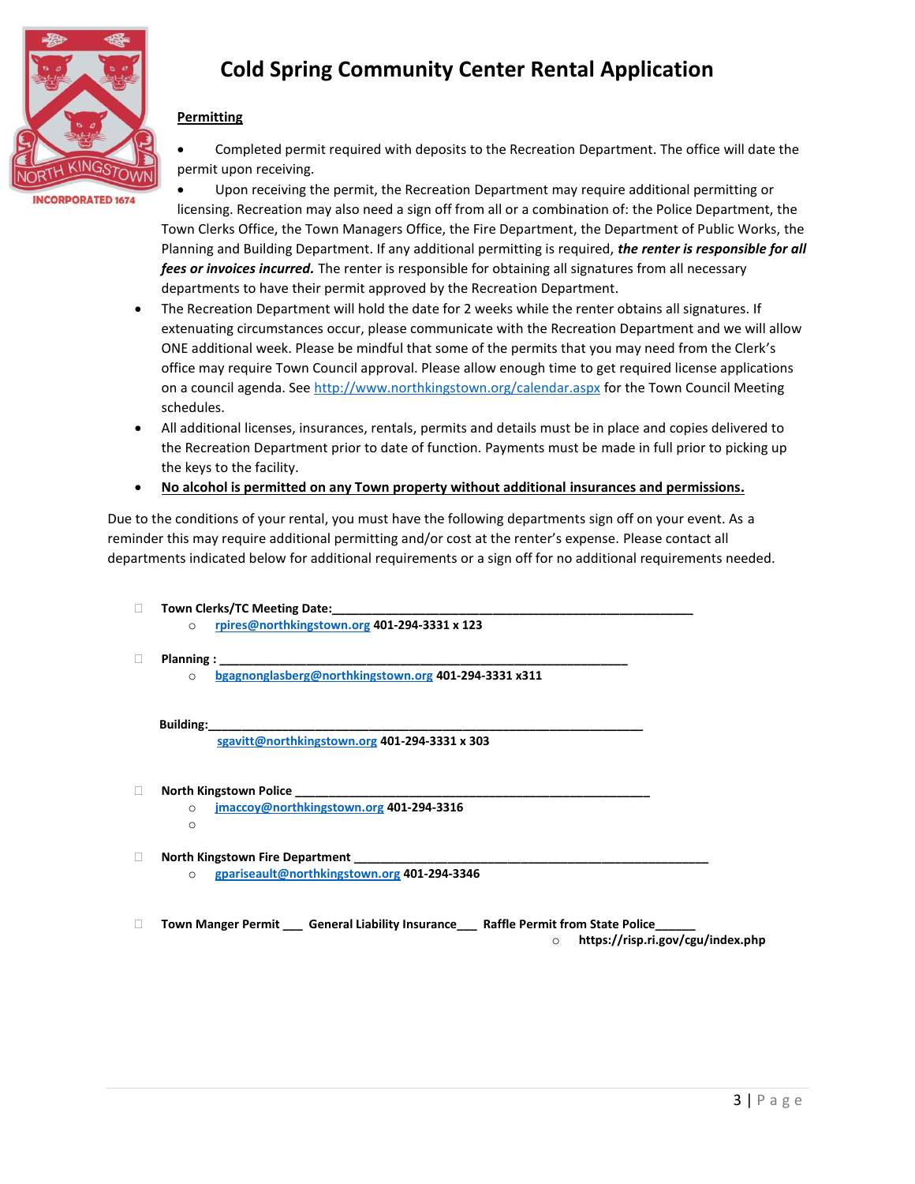# Cold Spring Community Center Rental Application

**Permitting**

- Completed permit required with deposits to the Recreation Department. The office will date the permit upon receiving.
- Upon receiving the permit, the Recreation Department may require additional permitting or licensing. Recreation may also need a sign off from all or a combination of: the Police Department, the Town Clerks Office, the Town Managers Office, the Fire Department, the Department of Public Works, the Planning and Building Department. If any additional permitting is required, ***the renter is responsible for all fees or invoices incurred.*** The renter is responsible for obtaining all signatures from all necessary departments to have their permit approved by the Recreation Department.
- The Recreation Department will hold the date for 2 weeks while the renter obtains all signatures. If extenuating circumstances occur, please communicate with the Recreation Department and we will allow ONE additional week. Please be mindful that some of the permits that you may need from the Clerk's office may require Town Council approval. Please allow enough time to get required license applications on a council agenda. See http://www.northkingstown.org/calendar.aspx for the Town Council Meeting schedules.
- All additional licenses, insurances, rentals, permits and details must be in place and copies delivered to the Recreation Department prior to date of function. Payments must be made in full prior to picking up the keys to the facility.
- **No alcohol is permitted on any Town property without additional insurances and permissions.**

Due to the conditions of your rental, you must have the following departments sign off on your event. As a reminder this may require additional permitting and/or cost at the renter's expense. Please contact all departments indicated below for additional requirements or a sign off for no additional requirements needed.

- ☐ **Town Clerks/TC Meeting Date:**\_\_\_\_\_\_\_\_\_\_\_\_\_\_\_\_\_\_\_\_\_\_\_\_\_\_\_\_\_\_\_\_\_\_\_\_\_\_\_\_\_\_\_\_\_\_\_\_
  - rpires@northkingstown.org **401-294-3331 x 123**

- ☐ **Planning :** \_\_\_\_\_\_\_\_\_\_\_\_\_\_\_\_\_\_\_\_\_\_\_\_\_\_\_\_\_\_\_\_\_\_\_\_\_\_\_\_\_\_\_\_\_\_\_\_\_\_\_\_\_
  - bgagnonglasberg@northkingstown.org **401-294-3331 x311**

**Building:**\_\_\_\_\_\_\_\_\_\_\_\_\_\_\_\_\_\_\_\_\_\_\_\_\_\_\_\_\_\_\_\_\_\_\_\_\_\_\_\_\_\_\_\_\_\_\_\_\_\_\_\_\_\_\_\_\_\_\_\_
sgavitt@northkingstown.org **401-294-3331 x 303**

- ☐ **North Kingstown Police** \_\_\_\_\_\_\_\_\_\_\_\_\_\_\_\_\_\_\_\_\_\_\_\_\_\_\_\_\_\_\_\_\_\_\_\_\_\_\_\_\_\_\_\_\_\_\_\_\_\_
  - jmaccoy@northkingstown.org **401-294-3316**
  -

- ☐ **North Kingstown Fire Department** \_\_\_\_\_\_\_\_\_\_\_\_\_\_\_\_\_\_\_\_\_\_\_\_\_\_\_\_\_\_\_\_\_\_\_\_\_\_\_\_\_\_\_\_\_\_\_\_\_\_
  - gpariseault@northkingstown.org **401-294-3346**

- ☐ **Town Manger Permit \_\_\_ General Liability Insurance\_\_\_ Raffle Permit from State Police\_\_\_\_\_\_**
  - **https://risp.ri.gov/cgu/index.php**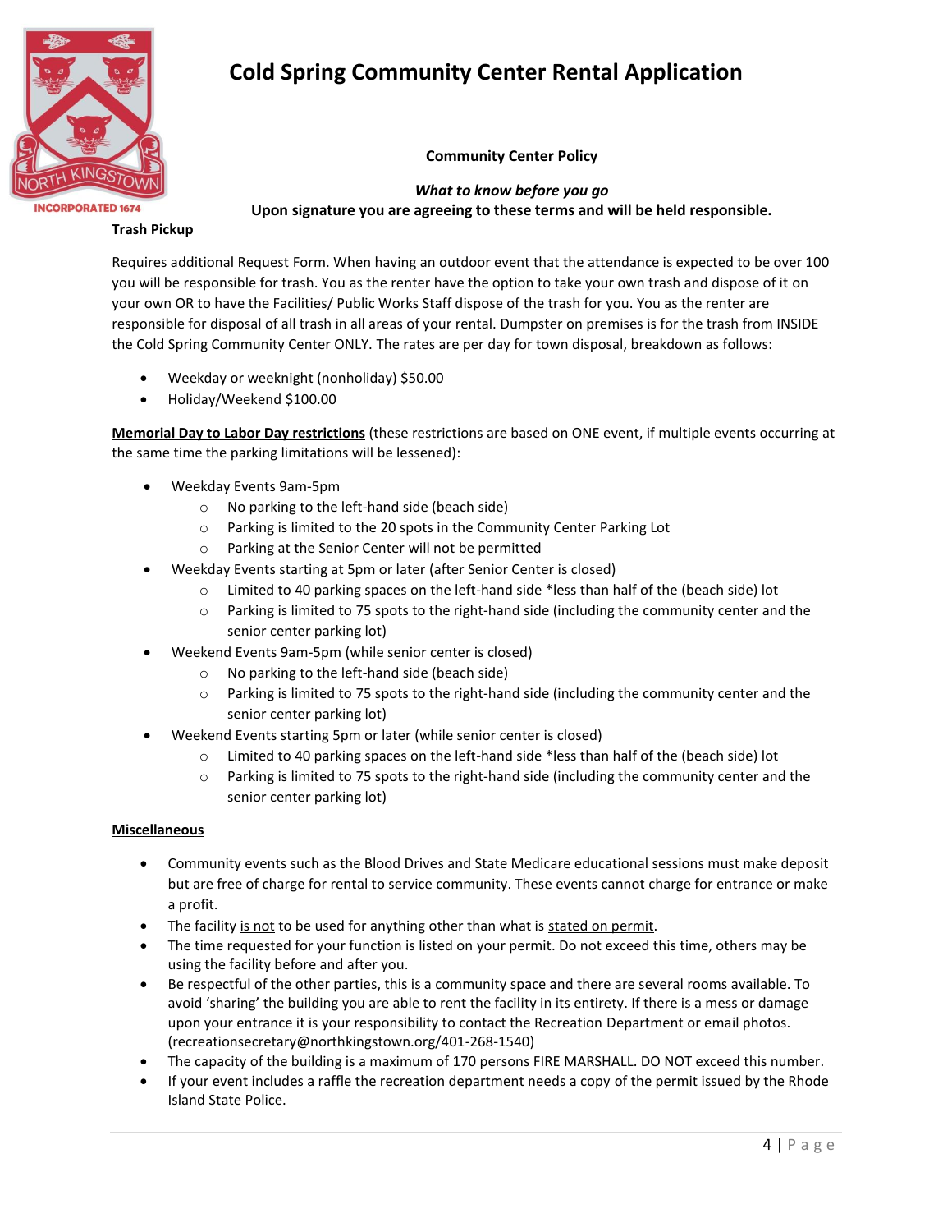# Cold Spring Community Center Rental Application

**Community Center Policy**

***What to know before you go***

**Upon signature you are agreeing to these terms and will be held responsible.**

**Trash Pickup**

Requires additional Request Form. When having an outdoor event that the attendance is expected to be over 100 you will be responsible for trash. You as the renter have the option to take your own trash and dispose of it on your own OR to have the Facilities/ Public Works Staff dispose of the trash for you. You as the renter are responsible for disposal of all trash in all areas of your rental. Dumpster on premises is for the trash from INSIDE the Cold Spring Community Center ONLY. The rates are per day for town disposal, breakdown as follows:

- Weekday or weeknight (nonholiday) $50.00
- Holiday/Weekend $100.00

**Memorial Day to Labor Day restrictions** (these restrictions are based on ONE event, if multiple events occurring at the same time the parking limitations will be lessened):

- Weekday Events 9am-5pm
  - No parking to the left-hand side (beach side)
  - Parking is limited to the 20 spots in the Community Center Parking Lot
  - Parking at the Senior Center will not be permitted
- Weekday Events starting at 5pm or later (after Senior Center is closed)
  - Limited to 40 parking spaces on the left-hand side *less than half of the (beach side) lot
  - Parking is limited to 75 spots to the right-hand side (including the community center and the senior center parking lot)
- Weekend Events 9am-5pm (while senior center is closed)
  - No parking to the left-hand side (beach side)
  - Parking is limited to 75 spots to the right-hand side (including the community center and the senior center parking lot)
- Weekend Events starting 5pm or later (while senior center is closed)
  - Limited to 40 parking spaces on the left-hand side *less than half of the (beach side) lot
  - Parking is limited to 75 spots to the right-hand side (including the community center and the senior center parking lot)

**Miscellaneous**

- Community events such as the Blood Drives and State Medicare educational sessions must make deposit but are free of charge for rental to service community. These events cannot charge for entrance or make a profit.
- The facility is not to be used for anything other than what is stated on permit.
- The time requested for your function is listed on your permit. Do not exceed this time, others may be using the facility before and after you.
- Be respectful of the other parties, this is a community space and there are several rooms available. To avoid 'sharing' the building you are able to rent the facility in its entirety. If there is a mess or damage upon your entrance it is your responsibility to contact the Recreation Department or email photos. (recreationsecretary@northkingstown.org/401-268-1540)
- The capacity of the building is a maximum of 170 persons FIRE MARSHALL. DO NOT exceed this number.
- If your event includes a raffle the recreation department needs a copy of the permit issued by the Rhode Island State Police.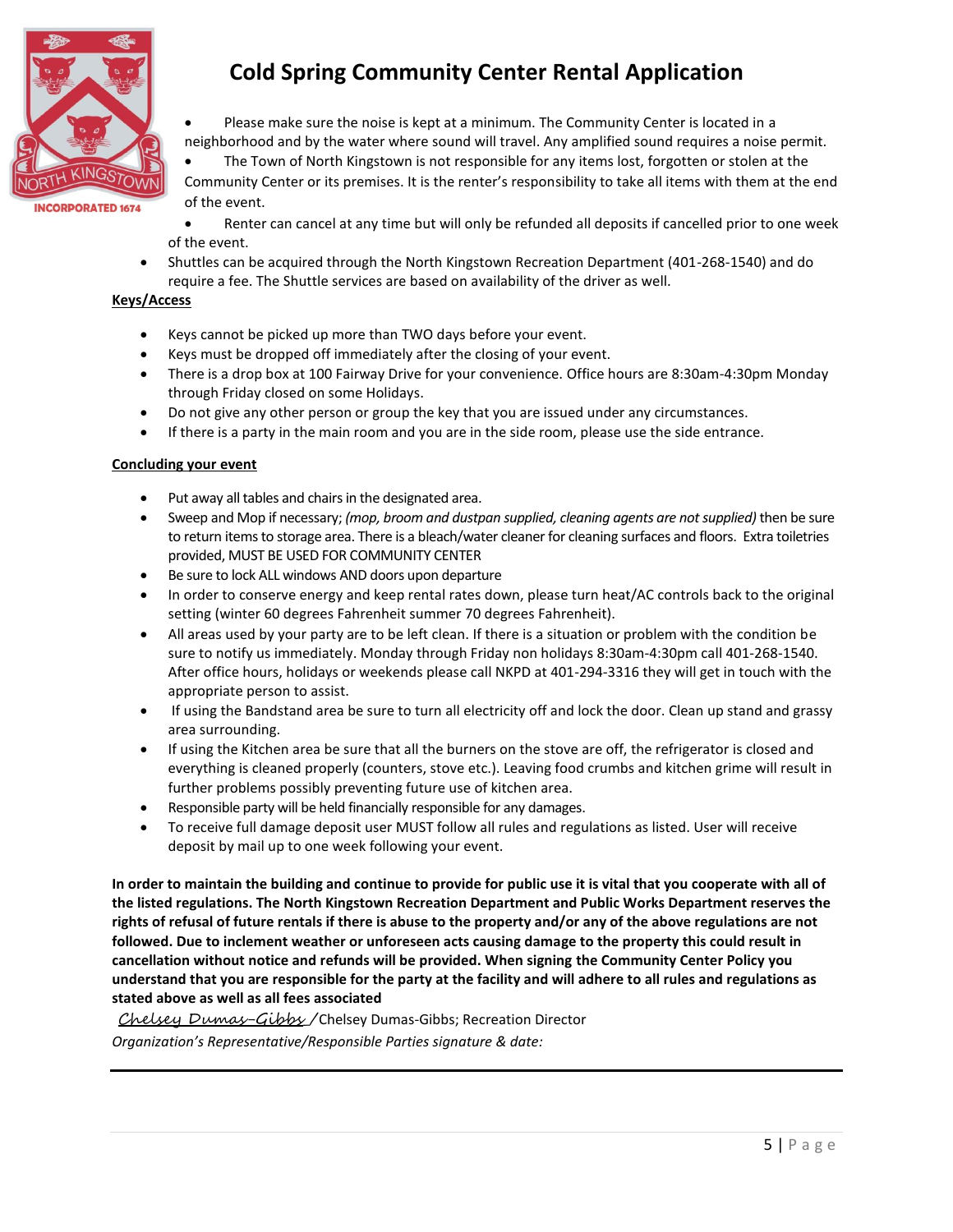# Cold Spring Community Center Rental Application

- Please make sure the noise is kept at a minimum. The Community Center is located in a neighborhood and by the water where sound will travel. Any amplified sound requires a noise permit.
- The Town of North Kingstown is not responsible for any items lost, forgotten or stolen at the Community Center or its premises. It is the renter's responsibility to take all items with them at the end of the event.
- Renter can cancel at any time but will only be refunded all deposits if cancelled prior to one week of the event.
- Shuttles can be acquired through the North Kingstown Recreation Department (401-268-1540) and do require a fee. The Shuttle services are based on availability of the driver as well.

**Keys/Access**

- Keys cannot be picked up more than TWO days before your event.
- Keys must be dropped off immediately after the closing of your event.
- There is a drop box at 100 Fairway Drive for your convenience. Office hours are 8:30am-4:30pm Monday through Friday closed on some Holidays.
- Do not give any other person or group the key that you are issued under any circumstances.
- If there is a party in the main room and you are in the side room, please use the side entrance.

**Concluding your event**

- Put away all tables and chairs in the designated area.
- Sweep and Mop if necessary; *(mop, broom and dustpan supplied, cleaning agents are not supplied)* then be sure to return items to storage area. There is a bleach/water cleaner for cleaning surfaces and floors. Extra toiletries provided, MUST BE USED FOR COMMUNITY CENTER
- Be sure to lock ALL windows AND doors upon departure
- In order to conserve energy and keep rental rates down, please turn heat/AC controls back to the original setting (winter 60 degrees Fahrenheit summer 70 degrees Fahrenheit).
- All areas used by your party are to be left clean. If there is a situation or problem with the condition be sure to notify us immediately. Monday through Friday non holidays 8:30am-4:30pm call 401-268-1540. After office hours, holidays or weekends please call NKPD at 401-294-3316 they will get in touch with the appropriate person to assist.
- If using the Bandstand area be sure to turn all electricity off and lock the door. Clean up stand and grassy area surrounding.
- If using the Kitchen area be sure that all the burners on the stove are off, the refrigerator is closed and everything is cleaned properly (counters, stove etc.). Leaving food crumbs and kitchen grime will result in further problems possibly preventing future use of kitchen area.
- Responsible party will be held financially responsible for any damages.
- To receive full damage deposit user MUST follow all rules and regulations as listed. User will receive deposit by mail up to one week following your event.

**In order to maintain the building and continue to provide for public use it is vital that you cooperate with all of the listed regulations. The North Kingstown Recreation Department and Public Works Department reserves the rights of refusal of future rentals if there is abuse to the property and/or any of the above regulations are not followed. Due to inclement weather or unforeseen acts causing damage to the property this could result in cancellation without notice and refunds will be provided. When signing the Community Center Policy you understand that you are responsible for the party at the facility and will adhere to all rules and regulations as stated above as well as all fees associated**

*Chelsey Dumas-Gibbs* /Chelsey Dumas-Gibbs; Recreation Director

*Organization's Representative/Responsible Parties signature & date:*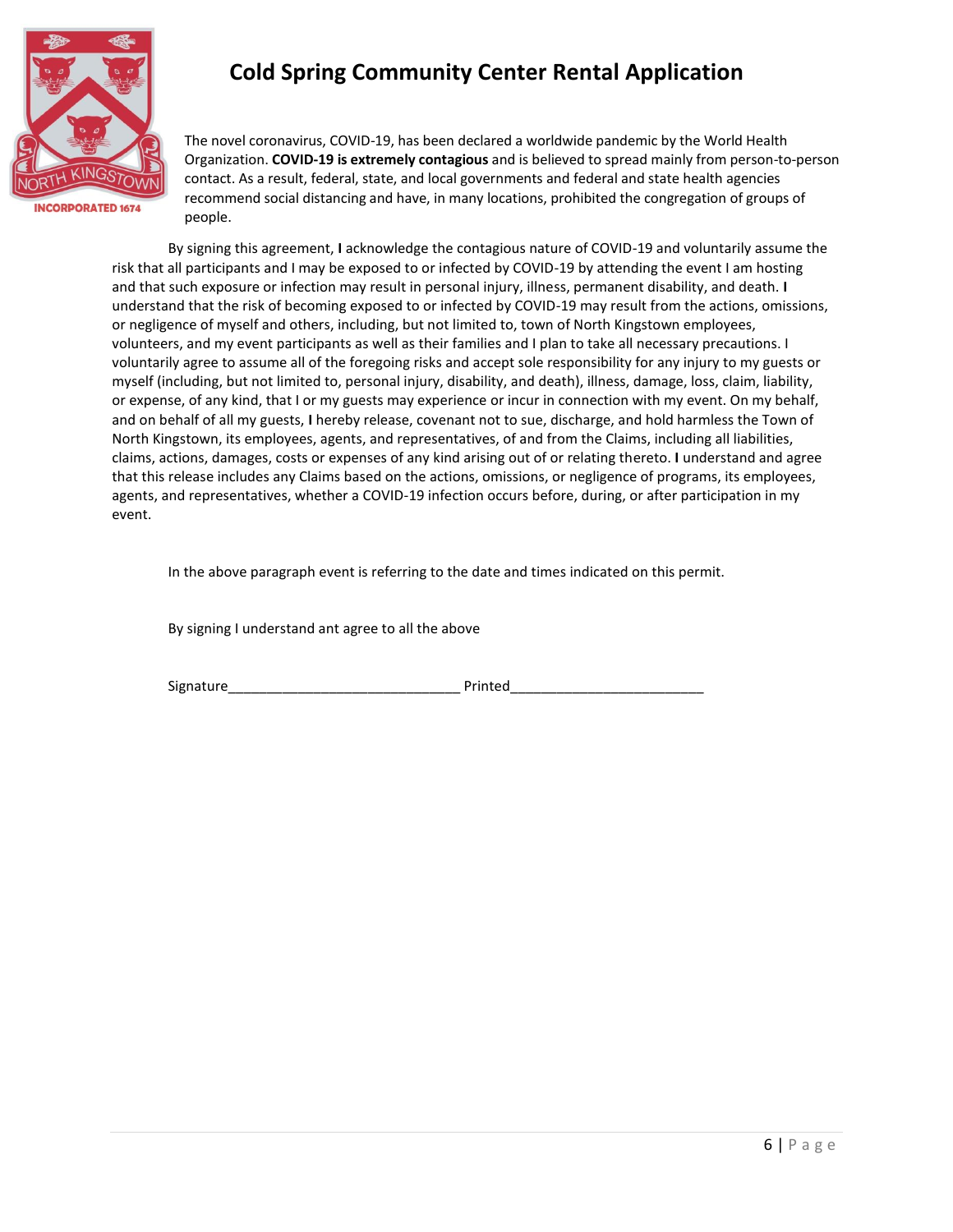# Cold Spring Community Center Rental Application

The novel coronavirus, COVID-19, has been declared a worldwide pandemic by the World Health Organization. **COVID-19 is extremely contagious** and is believed to spread mainly from person-to-person contact. As a result, federal, state, and local governments and federal and state health agencies recommend social distancing and have, in many locations, prohibited the congregation of groups of people.

By signing this agreement, **I** acknowledge the contagious nature of COVID-19 and voluntarily assume the risk that all participants and I may be exposed to or infected by COVID-19 by attending the event I am hosting and that such exposure or infection may result in personal injury, illness, permanent disability, and death. **I** understand that the risk of becoming exposed to or infected by COVID-19 may result from the actions, omissions, or negligence of myself and others, including, but not limited to, town of North Kingstown employees, volunteers, and my event participants as well as their families and I plan to take all necessary precautions. I voluntarily agree to assume all of the foregoing risks and accept sole responsibility for any injury to my guests or myself (including, but not limited to, personal injury, disability, and death), illness, damage, loss, claim, liability, or expense, of any kind, that I or my guests may experience or incur in connection with my event. On my behalf, and on behalf of all my guests, **I** hereby release, covenant not to sue, discharge, and hold harmless the Town of North Kingstown, its employees, agents, and representatives, of and from the Claims, including all liabilities, claims, actions, damages, costs or expenses of any kind arising out of or relating thereto. **I** understand and agree that this release includes any Claims based on the actions, omissions, or negligence of programs, its employees, agents, and representatives, whether a COVID-19 infection occurs before, during, or after participation in my event.

In the above paragraph event is referring to the date and times indicated on this permit.

By signing I understand ant agree to all the above

Signature______________________________ Printed_________________________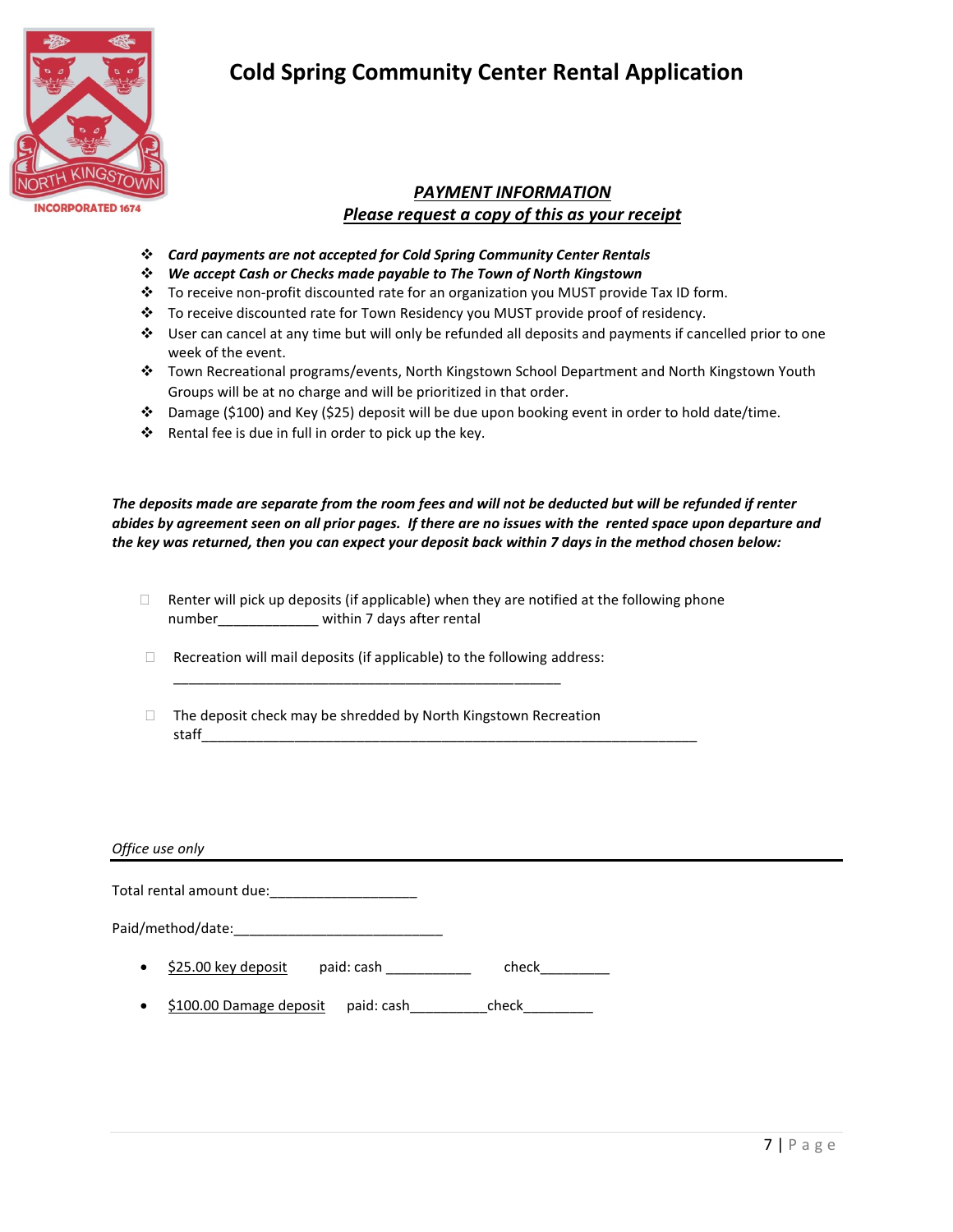# Cold Spring Community Center Rental Application

***PAYMENT INFORMATION***

***Please request a copy of this as your receipt***

- ***Card payments are not accepted for Cold Spring Community Center Rentals***
- ***We accept Cash or Checks made payable to The Town of North Kingstown***
- To receive non-profit discounted rate for an organization you MUST provide Tax ID form.
- To receive discounted rate for Town Residency you MUST provide proof of residency.
- User can cancel at any time but will only be refunded all deposits and payments if cancelled prior to one week of the event.
- Town Recreational programs/events, North Kingstown School Department and North Kingstown Youth Groups will be at no charge and will be prioritized in that order.
- Damage ($100) and Key ($25) deposit will be due upon booking event in order to hold date/time.
- Rental fee is due in full in order to pick up the key.

***The deposits made are separate from the room fees and will not be deducted but will be refunded if renter abides by agreement seen on all prior pages. If there are no issues with the rented space upon departure and the key was returned, then you can expect your deposit back within 7 days in the method chosen below:***

- [ ] Renter will pick up deposits (if applicable) when they are notified at the following phone number_____________ within 7 days after rental
- [ ] Recreation will mail deposits (if applicable) to the following address: _________________________________________________
- [ ] The deposit check may be shredded by North Kingstown Recreation staff_____________________________________________________________

*Office use only*

---

Total rental amount due:___________________

Paid/method/date:___________________________

- $25.00 key deposit  paid: cash ___________  check_________
- $100.00 Damage deposit  paid: cash__________check_________